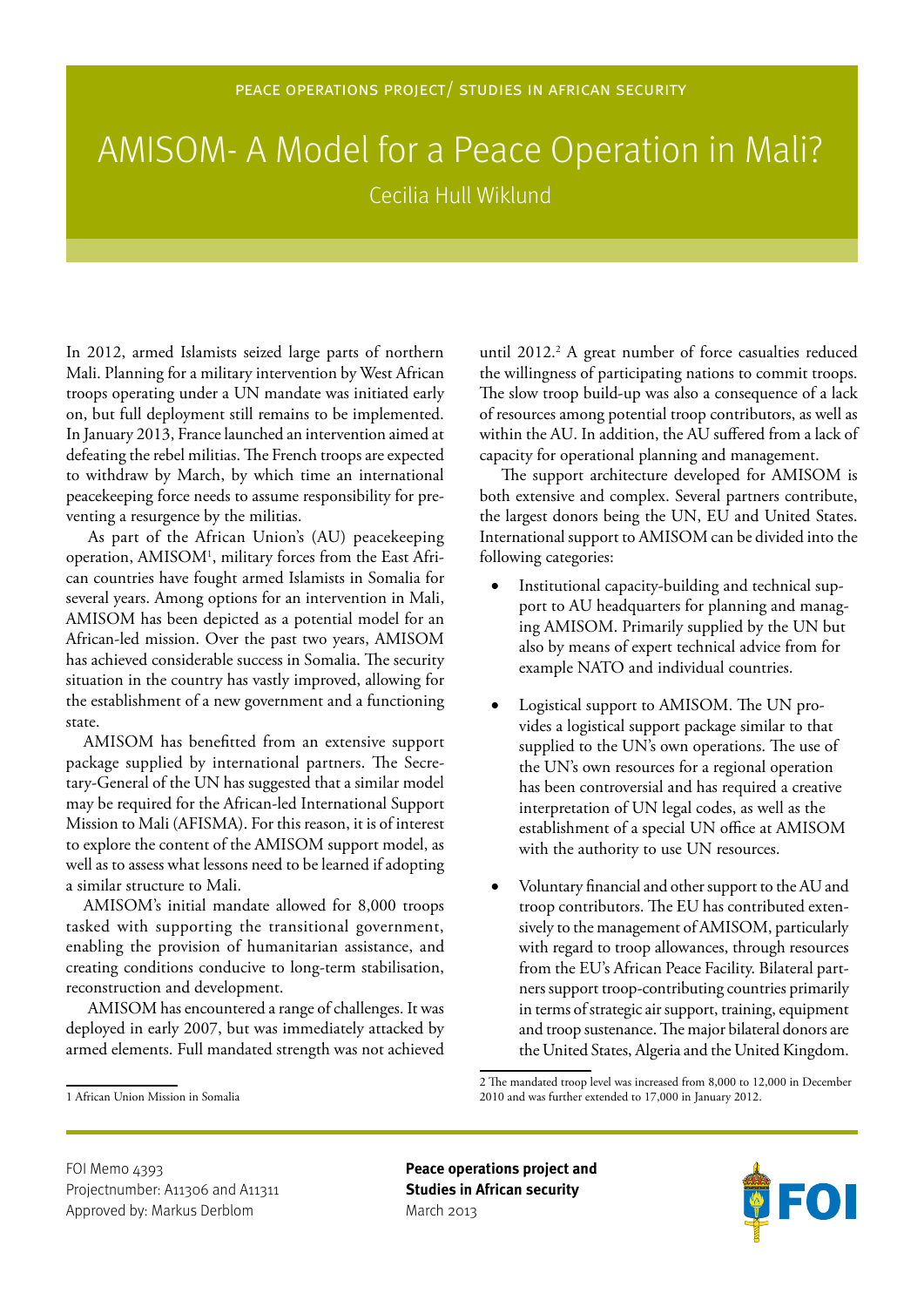PEACE OPERATIONS PROJECT/ STUDIES IN AFRICAN SECURITY

# AMISOM- A Model for a Peace Operation in Mali?

Cecilia Hull Wiklund

In 2012, armed Islamists seized large parts of northern Mali. Planning for a military intervention by West African troops operating under a UN mandate was initiated early on, but full deployment still remains to be implemented. In January 2013, France launched an intervention aimed at defeating the rebel militias. The French troops are expected to withdraw by March, by which time an international peacekeeping force needs to assume responsibility for preventing a resurgence by the militias.

As part of the African Union's (AU) peacekeeping operation, AMISOM[1], military forces from the East African countries have fought armed Islamists in Somalia for several years. Among options for an intervention in Mali, AMISOM has been depicted as a potential model for an African-led mission. Over the past two years, AMISOM has achieved considerable success in Somalia. The security situation in the country has vastly improved, allowing for the establishment of a new government and a functioning state.

AMISOM has benefitted from an extensive support package supplied by international partners. The Secretary-General of the UN has suggested that a similar model may be required for the African-led International Support Mission to Mali (AFISMA). For this reason, it is of interest to explore the content of the AMISOM support model, as well as to assess what lessons need to be learned if adopting a similar structure to Mali.

AMISOM's initial mandate allowed for 8,000 troops tasked with supporting the transitional government, enabling the provision of humanitarian assistance, and creating conditions conducive to long-term stabilisation, reconstruction and development.

AMISOM has encountered a range of challenges. It was deployed in early 2007, but was immediately attacked by armed elements. Full mandated strength was not achieved until 2012.[2] A great number of force casualties reduced the willingness of participating nations to commit troops. The slow troop build-up was also a consequence of a lack of resources among potential troop contributors, as well as within the AU. In addition, the AU suffered from a lack of capacity for operational planning and management.

The support architecture developed for AMISOM is both extensive and complex. Several partners contribute, the largest donors being the UN, EU and United States. International support to AMISOM can be divided into the following categories:

- Institutional capacity-building and technical support to AU headquarters for planning and managing AMISOM. Primarily supplied by the UN but also by means of expert technical advice from for example NATO and individual countries.

- Logistical support to AMISOM. The UN provides a logistical support package similar to that supplied to the UN's own operations. The use of the UN's own resources for a regional operation has been controversial and has required a creative interpretation of UN legal codes, as well as the establishment of a special UN office at AMISOM with the authority to use UN resources.

- Voluntary financial and other support to the AU and troop contributors. The EU has contributed extensively to the management of AMISOM, particularly with regard to troop allowances, through resources from the EU's African Peace Facility. Bilateral partners support troop-contributing countries primarily in terms of strategic air support, training, equipment and troop sustenance. The major bilateral donors are the United States, Algeria and the United Kingdom.

---

1 African Union Mission in Somalia

2 The mandated troop level was increased from 8,000 to 12,000 in December 2010 and was further extended to 17,000 in January 2012.

FOI Memo 4393
Projectnumber: A11306 and A11311
Approved by: Markus Derblom

**Peace operations project and Studies in African security**
March 2013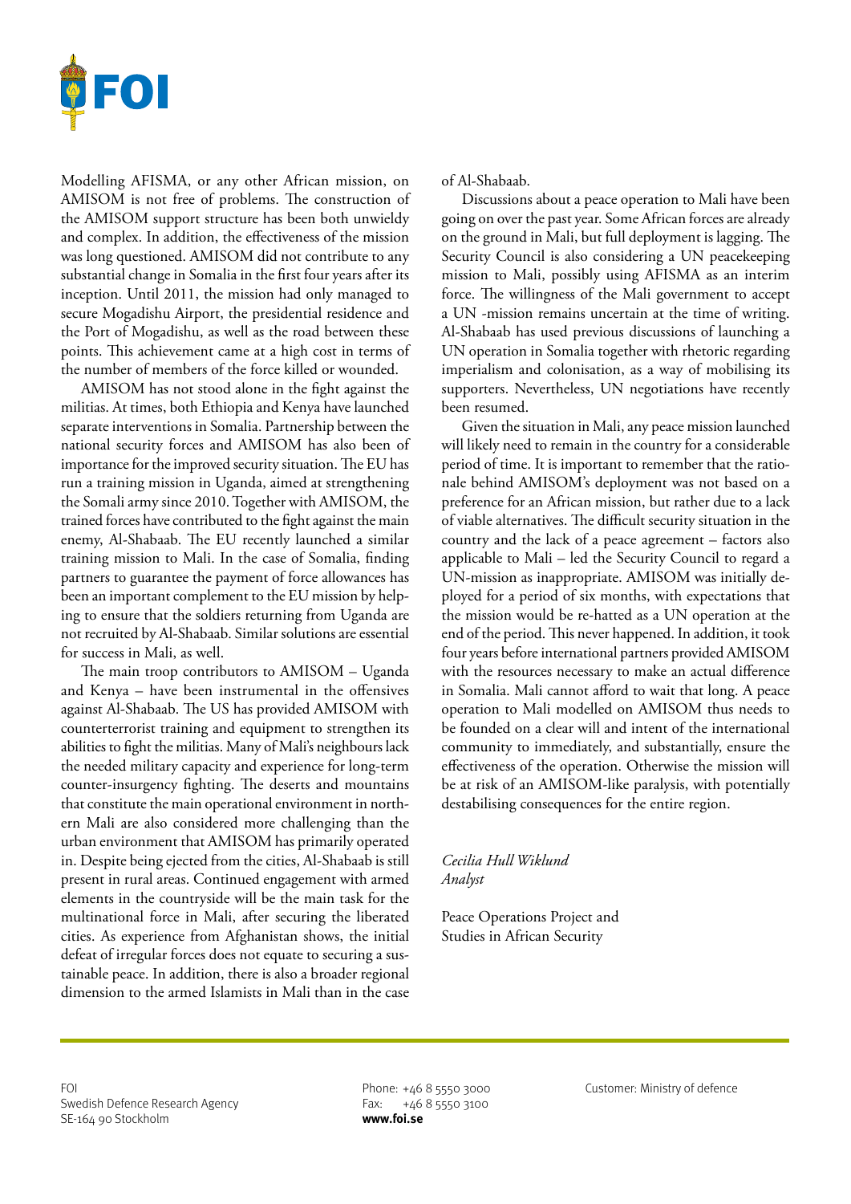Modelling AFISMA, or any other African mission, on AMISOM is not free of problems. The construction of the AMISOM support structure has been both unwieldy and complex. In addition, the effectiveness of the mission was long questioned. AMISOM did not contribute to any substantial change in Somalia in the first four years after its inception. Until 2011, the mission had only managed to secure Mogadishu Airport, the presidential residence and the Port of Mogadishu, as well as the road between these points. This achievement came at a high cost in terms of the number of members of the force killed or wounded.

AMISOM has not stood alone in the fight against the militias. At times, both Ethiopia and Kenya have launched separate interventions in Somalia. Partnership between the national security forces and AMISOM has also been of importance for the improved security situation. The EU has run a training mission in Uganda, aimed at strengthening the Somali army since 2010. Together with AMISOM, the trained forces have contributed to the fight against the main enemy, Al-Shabaab. The EU recently launched a similar training mission to Mali. In the case of Somalia, finding partners to guarantee the payment of force allowances has been an important complement to the EU mission by helping to ensure that the soldiers returning from Uganda are not recruited by Al-Shabaab. Similar solutions are essential for success in Mali, as well.

The main troop contributors to AMISOM – Uganda and Kenya – have been instrumental in the offensives against Al-Shabaab. The US has provided AMISOM with counterterrorist training and equipment to strengthen its abilities to fight the militias. Many of Mali's neighbours lack the needed military capacity and experience for long-term counter-insurgency fighting. The deserts and mountains that constitute the main operational environment in northern Mali are also considered more challenging than the urban environment that AMISOM has primarily operated in. Despite being ejected from the cities, Al-Shabaab is still present in rural areas. Continued engagement with armed elements in the countryside will be the main task for the multinational force in Mali, after securing the liberated cities. As experience from Afghanistan shows, the initial defeat of irregular forces does not equate to securing a sustainable peace. In addition, there is also a broader regional dimension to the armed Islamists in Mali than in the case of Al-Shabaab.

Discussions about a peace operation to Mali have been going on over the past year. Some African forces are already on the ground in Mali, but full deployment is lagging. The Security Council is also considering a UN peacekeeping mission to Mali, possibly using AFISMA as an interim force. The willingness of the Mali government to accept a UN -mission remains uncertain at the time of writing. Al-Shabaab has used previous discussions of launching a UN operation in Somalia together with rhetoric regarding imperialism and colonisation, as a way of mobilising its supporters. Nevertheless, UN negotiations have recently been resumed.

Given the situation in Mali, any peace mission launched will likely need to remain in the country for a considerable period of time. It is important to remember that the rationale behind AMISOM's deployment was not based on a preference for an African mission, but rather due to a lack of viable alternatives. The difficult security situation in the country and the lack of a peace agreement – factors also applicable to Mali – led the Security Council to regard a UN-mission as inappropriate. AMISOM was initially deployed for a period of six months, with expectations that the mission would be re-hatted as a UN operation at the end of the period. This never happened. In addition, it took four years before international partners provided AMISOM with the resources necessary to make an actual difference in Somalia. Mali cannot afford to wait that long. A peace operation to Mali modelled on AMISOM thus needs to be founded on a clear will and intent of the international community to immediately, and substantially, ensure the effectiveness of the operation. Otherwise the mission will be at risk of an AMISOM-like paralysis, with potentially destabilising consequences for the entire region.

*Cecilia Hull Wiklund*
*Analyst*

Peace Operations Project and
Studies in African Security

FOI
Swedish Defence Research Agency
SE-164 90 Stockholm

Phone: +46 8 5550 3000
Fax: +46 8 5550 3100
**www.foi.se**

Customer: Ministry of defence